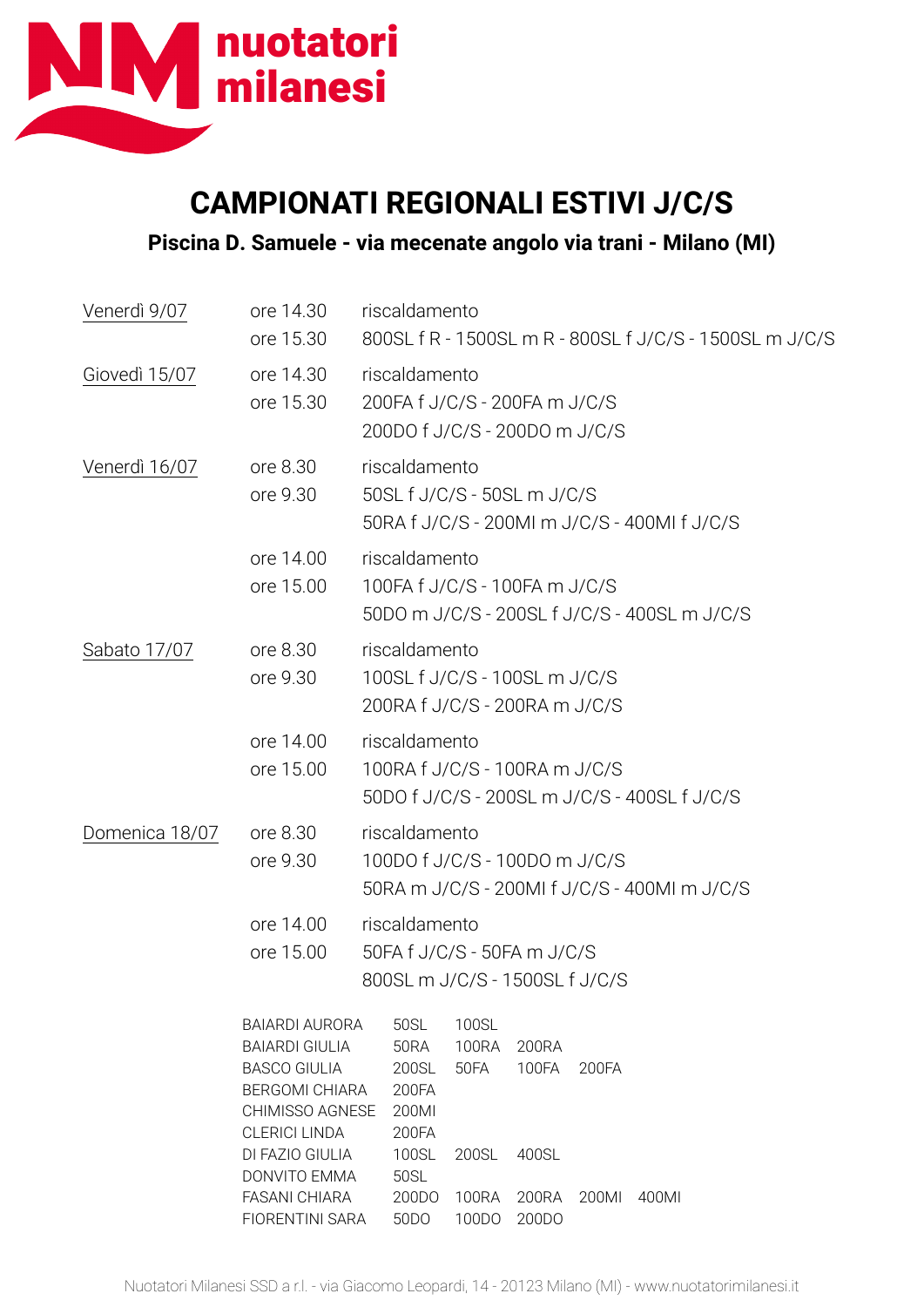nuotatori milanesi

# CAMPIONATI REGIONALI ESTIVI J/C/S

**Piscina D. Samuele - via mecenate angolo via trani - Milano (MI)**

| | | |
|---|---|---|
| Venerdì 9/07 | ore 14.30 | riscaldamento |
| | ore 15.30 | 800SL f R - 1500SL m R - 800SL f J/C/S - 1500SL m J/C/S |
| Giovedì 15/07 | ore 14.30 | riscaldamento |
| | ore 15.30 | 200FA f J/C/S - 200FA m J/C/S<br>200DO f J/C/S - 200DO m J/C/S |
| Venerdì 16/07 | ore 8.30 | riscaldamento |
| | ore 9.30 | 50SL f J/C/S - 50SL m J/C/S<br>50RA f J/C/S - 200MI m J/C/S - 400MI f J/C/S |
| | ore 14.00 | riscaldamento |
| | ore 15.00 | 100FA f J/C/S - 100FA m J/C/S<br>50DO m J/C/S - 200SL f J/C/S - 400SL m J/C/S |
| Sabato 17/07 | ore 8.30 | riscaldamento |
| | ore 9.30 | 100SL f J/C/S - 100SL m J/C/S<br>200RA f J/C/S - 200RA m J/C/S |
| | ore 14.00 | riscaldamento |
| | ore 15.00 | 100RA f J/C/S - 100RA m J/C/S<br>50DO f J/C/S - 200SL m J/C/S - 400SL f J/C/S |
| Domenica 18/07 | ore 8.30 | riscaldamento |
| | ore 9.30 | 100DO f J/C/S - 100DO m J/C/S<br>50RA m J/C/S - 200MI f J/C/S - 400MI m J/C/S |
| | ore 14.00 | riscaldamento |
| | ore 15.00 | 50FA f J/C/S - 50FA m J/C/S<br>800SL m J/C/S - 1500SL f J/C/S |

| | | | | | |
|---|---|---|---|---|---|
| BAIARDI AURORA | 50SL | 100SL | | | |
| BAIARDI GIULIA | 50RA | 100RA | 200RA | | |
| BASCO GIULIA | 200SL | 50FA | 100FA | 200FA | |
| BERGOMI CHIARA | 200FA | | | | |
| CHIMISSO AGNESE | 200MI | | | | |
| CLERICI LINDA | 200FA | | | | |
| DI FAZIO GIULIA | 100SL | 200SL | 400SL | | |
| DONVITO EMMA | 50SL | | | | |
| FASANI CHIARA | 200DO | 100RA | 200RA | 200MI | 400MI |
| FIORENTINI SARA | 50DO | 100DO | 200DO | | |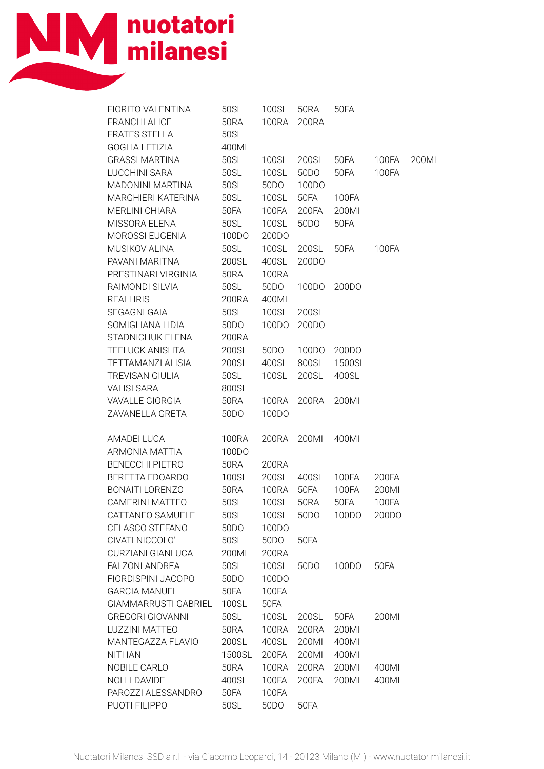**nuotatori milanesi**

| | | | | | | |
|---|---|---|---|---|---|---|
| FIORITO VALENTINA | 50SL | 100SL | 50RA | 50FA | | |
| FRANCHI ALICE | 50RA | 100RA | 200RA | | | |
| FRATES STELLA | 50SL | | | | | |
| GOGLIA LETIZIA | 400MI | | | | | |
| GRASSI MARTINA | 50SL | 100SL | 200SL | 50FA | 100FA | 200MI |
| LUCCHINI SARA | 50SL | 100SL | 50DO | 50FA | 100FA | |
| MADONINI MARTINA | 50SL | 50DO | 100DO | | | |
| MARGHIERI KATERINA | 50SL | 100SL | 50FA | 100FA | | |
| MERLINI CHIARA | 50FA | 100FA | 200FA | 200MI | | |
| MISSORA ELENA | 50SL | 100SL | 50DO | 50FA | | |
| MOROSSI EUGENIA | 100DO | 200DO | | | | |
| MUSIKOV ALINA | 50SL | 100SL | 200SL | 50FA | 100FA | |
| PAVANI MARITNA | 200SL | 400SL | 200DO | | | |
| PRESTINARI VIRGINIA | 50RA | 100RA | | | | |
| RAIMONDI SILVIA | 50SL | 50DO | 100DO | 200DO | | |
| REALI IRIS | 200RA | 400MI | | | | |
| SEGAGNI GAIA | 50SL | 100SL | 200SL | | | |
| SOMIGLIANA LIDIA | 50DO | 100DO | 200DO | | | |
| STADNICHUK ELENA | 200RA | | | | | |
| TEELUCK ANISHTA | 200SL | 50DO | 100DO | 200DO | | |
| TETTAMANZI ALISIA | 200SL | 400SL | 800SL | 1500SL | | |
| TREVISAN GIULIA | 50SL | 100SL | 200SL | 400SL | | |
| VALISI SARA | 800SL | | | | | |
| VAVALLE GIORGIA | 50RA | 100RA | 200RA | 200MI | | |
| ZAVANELLA GRETA | 50DO | 100DO | | | | |

| | | | | | |
|---|---|---|---|---|---|
| AMADEI LUCA | 100RA | 200RA | 200MI | 400MI | |
| ARMONIA MATTIA | 100DO | | | | |
| BENECCHI PIETRO | 50RA | 200RA | | | |
| BERETTA EDOARDO | 100SL | 200SL | 400SL | 100FA | 200FA |
| BONAITI LORENZO | 50RA | 100RA | 50FA | 100FA | 200MI |
| CAMERINI MATTEO | 50SL | 100SL | 50RA | 50FA | 100FA |
| CATTANEO SAMUELE | 50SL | 100SL | 50DO | 100DO | 200DO |
| CELASCO STEFANO | 50DO | 100DO | | | |
| CIVATI NICCOLO' | 50SL | 50DO | 50FA | | |
| CURZIANI GIANLUCA | 200MI | 200RA | | | |
| FALZONI ANDREA | 50SL | 100SL | 50DO | 100DO | 50FA |
| FIORDISPINI JACOPO | 50DO | 100DO | | | |
| GARCIA MANUEL | 50FA | 100FA | | | |
| GIAMMARRUSTI GABRIEL | 100SL | 50FA | | | |
| GREGORI GIOVANNI | 50SL | 100SL | 200SL | 50FA | 200MI |
| LUZZINI MATTEO | 50RA | 100RA | 200RA | 200MI | |
| MANTEGAZZA FLAVIO | 200SL | 400SL | 200MI | 400MI | |
| NITI IAN | 1500SL | 200FA | 200MI | 400MI | |
| NOBILE CARLO | 50RA | 100RA | 200RA | 200MI | 400MI |
| NOLLI DAVIDE | 400SL | 100FA | 200FA | 200MI | 400MI |
| PAROZZI ALESSANDRO | 50FA | 100FA | | | |
| PUOTI FILIPPO | 50SL | 50DO | 50FA | | |

Nuotatori Milanesi SSD a r.l. - via Giacomo Leopardi, 14 - 20123 Milano (MI) - www.nuotatorimilanesi.it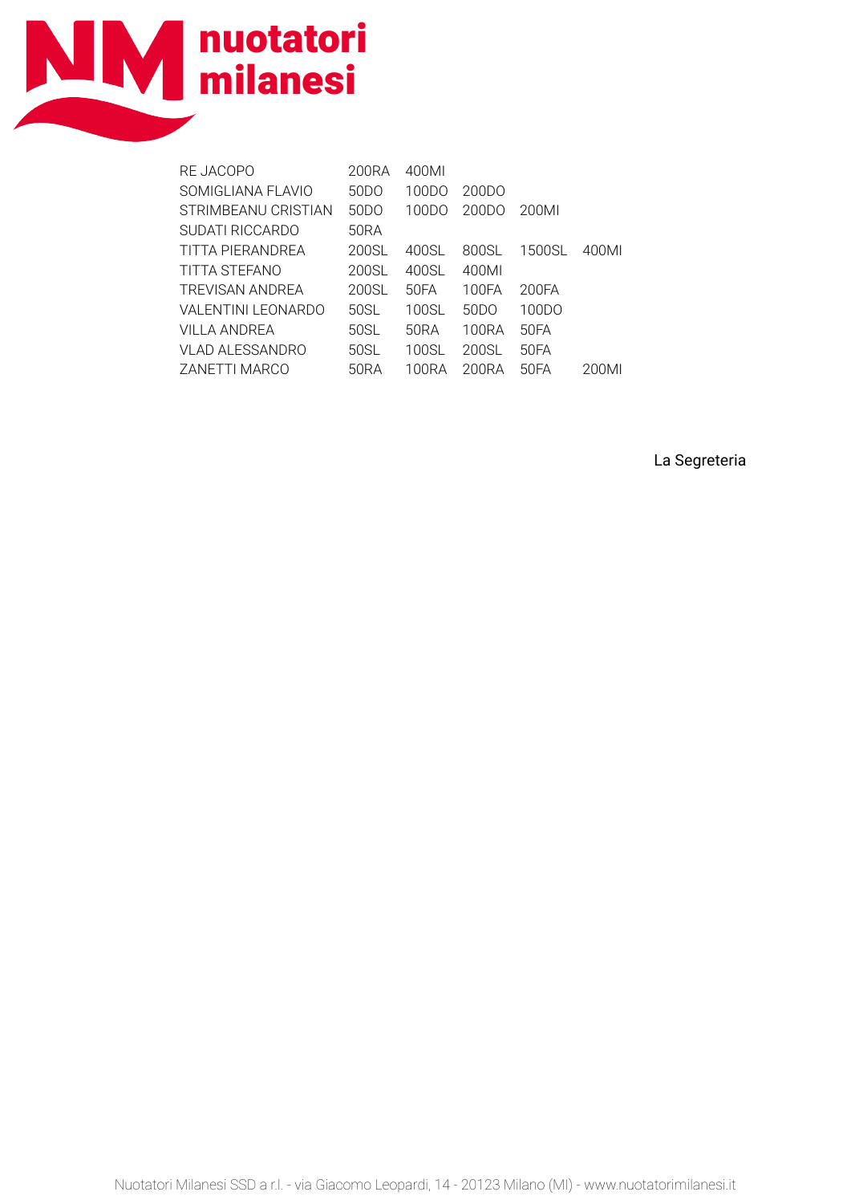| | | | | | |
|---|---|---|---|---|---|
| RE JACOPO | 200RA | 400MI | | | |
| SOMIGLIANA FLAVIO | 50DO | 100DO | 200DO | | |
| STRIMBEANU CRISTIAN | 50DO | 100DO | 200DO | 200MI | |
| SUDATI RICCARDO | 50RA | | | | |
| TITTA PIERANDREA | 200SL | 400SL | 800SL | 1500SL | 400MI |
| TITTA STEFANO | 200SL | 400SL | 400MI | | |
| TREVISAN ANDREA | 200SL | 50FA | 100FA | 200FA | |
| VALENTINI LEONARDO | 50SL | 100SL | 50DO | 100DO | |
| VILLA ANDREA | 50SL | 50RA | 100RA | 50FA | |
| VLAD ALESSANDRO | 50SL | 100SL | 200SL | 50FA | |
| ZANETTI MARCO | 50RA | 100RA | 200RA | 50FA | 200MI |

La Segreteria